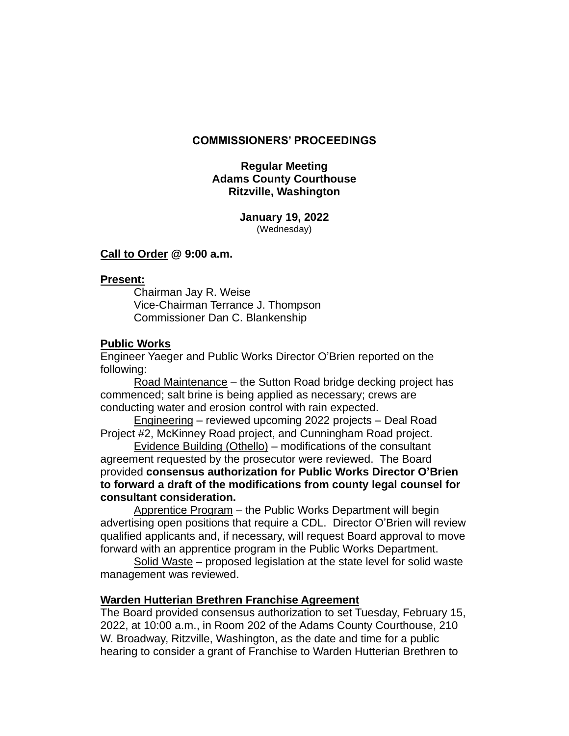# COMMISSIONERS' PROCEEDINGS

**Regular Meeting**
**Adams County Courthouse**
**Ritzville, Washington**

**January 19, 2022**
(Wednesday)

**Call to Order @ 9:00 a.m.**

**Present:**

Chairman Jay R. Weise
Vice-Chairman Terrance J. Thompson
Commissioner Dan C. Blankenship

**Public Works**

Engineer Yaeger and Public Works Director O'Brien reported on the following:

Road Maintenance – the Sutton Road bridge decking project has commenced; salt brine is being applied as necessary; crews are conducting water and erosion control with rain expected.

Engineering – reviewed upcoming 2022 projects – Deal Road Project #2, McKinney Road project, and Cunningham Road project.

Evidence Building (Othello) – modifications of the consultant agreement requested by the prosecutor were reviewed. The Board provided **consensus authorization for Public Works Director O'Brien to forward a draft of the modifications from county legal counsel for consultant consideration.**

Apprentice Program – the Public Works Department will begin advertising open positions that require a CDL. Director O'Brien will review qualified applicants and, if necessary, will request Board approval to move forward with an apprentice program in the Public Works Department.

Solid Waste – proposed legislation at the state level for solid waste management was reviewed.

**Warden Hutterian Brethren Franchise Agreement**

The Board provided consensus authorization to set Tuesday, February 15, 2022, at 10:00 a.m., in Room 202 of the Adams County Courthouse, 210 W. Broadway, Ritzville, Washington, as the date and time for a public hearing to consider a grant of Franchise to Warden Hutterian Brethren to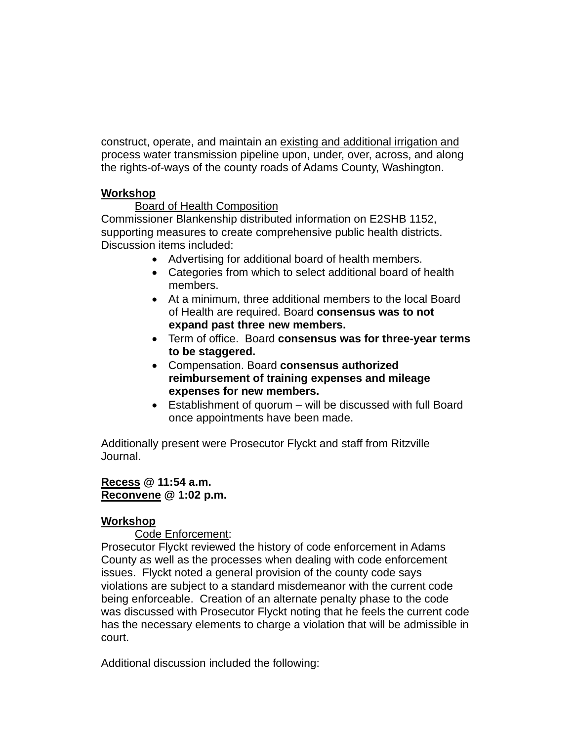construct, operate, and maintain an existing and additional irrigation and process water transmission pipeline upon, under, over, across, and along the rights-of-ways of the county roads of Adams County, Washington.

**Workshop**

Board of Health Composition

Commissioner Blankenship distributed information on E2SHB 1152, supporting measures to create comprehensive public health districts. Discussion items included:

- Advertising for additional board of health members.
- Categories from which to select additional board of health members.
- At a minimum, three additional members to the local Board of Health are required. Board **consensus was to not expand past three new members.**
- Term of office. Board **consensus was for three-year terms to be staggered.**
- Compensation. Board **consensus authorized reimbursement of training expenses and mileage expenses for new members.**
- Establishment of quorum – will be discussed with full Board once appointments have been made.

Additionally present were Prosecutor Flyckt and staff from Ritzville Journal.

**Recess @ 11:54 a.m.**
**Reconvene @ 1:02 p.m.**

**Workshop**

Code Enforcement:

Prosecutor Flyckt reviewed the history of code enforcement in Adams County as well as the processes when dealing with code enforcement issues. Flyckt noted a general provision of the county code says violations are subject to a standard misdemeanor with the current code being enforceable. Creation of an alternate penalty phase to the code was discussed with Prosecutor Flyckt noting that he feels the current code has the necessary elements to charge a violation that will be admissible in court.

Additional discussion included the following: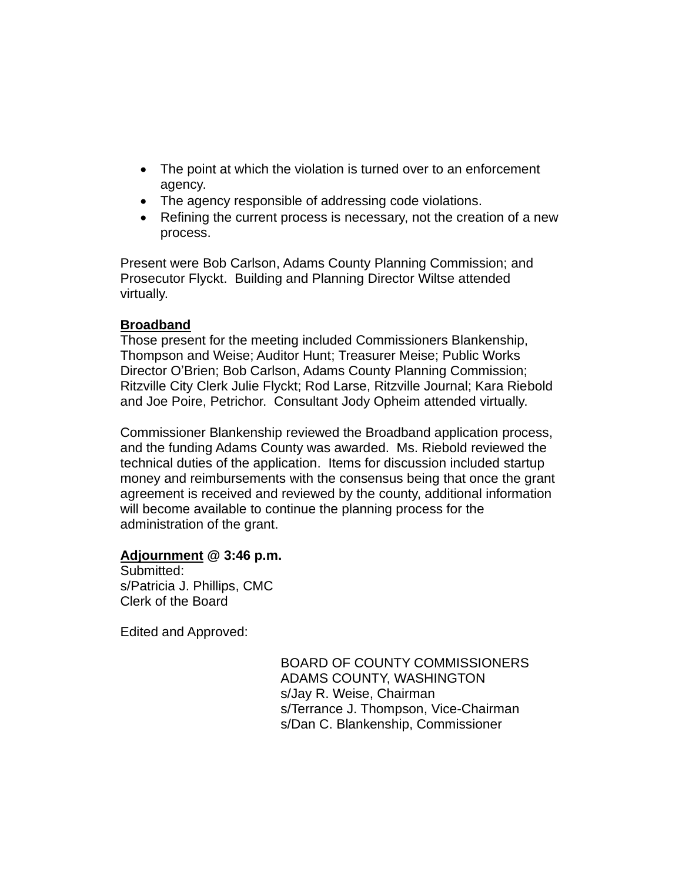- The point at which the violation is turned over to an enforcement agency.
- The agency responsible of addressing code violations.
- Refining the current process is necessary, not the creation of a new process.

Present were Bob Carlson, Adams County Planning Commission; and Prosecutor Flyckt. Building and Planning Director Wiltse attended virtually.

**<u>Broadband</u>**
Those present for the meeting included Commissioners Blankenship, Thompson and Weise; Auditor Hunt; Treasurer Meise; Public Works Director O'Brien; Bob Carlson, Adams County Planning Commission; Ritzville City Clerk Julie Flyckt; Rod Larse, Ritzville Journal; Kara Riebold and Joe Poire, Petrichor. Consultant Jody Opheim attended virtually.

Commissioner Blankenship reviewed the Broadband application process, and the funding Adams County was awarded. Ms. Riebold reviewed the technical duties of the application. Items for discussion included startup money and reimbursements with the consensus being that once the grant agreement is received and reviewed by the county, additional information will become available to continue the planning process for the administration of the grant.

**<u>Adjournment</u> @ 3:46 p.m.**
Submitted:
s/Patricia J. Phillips, CMC
Clerk of the Board

Edited and Approved:

BOARD OF COUNTY COMMISSIONERS
ADAMS COUNTY, WASHINGTON
s/Jay R. Weise, Chairman
s/Terrance J. Thompson, Vice-Chairman
s/Dan C. Blankenship, Commissioner